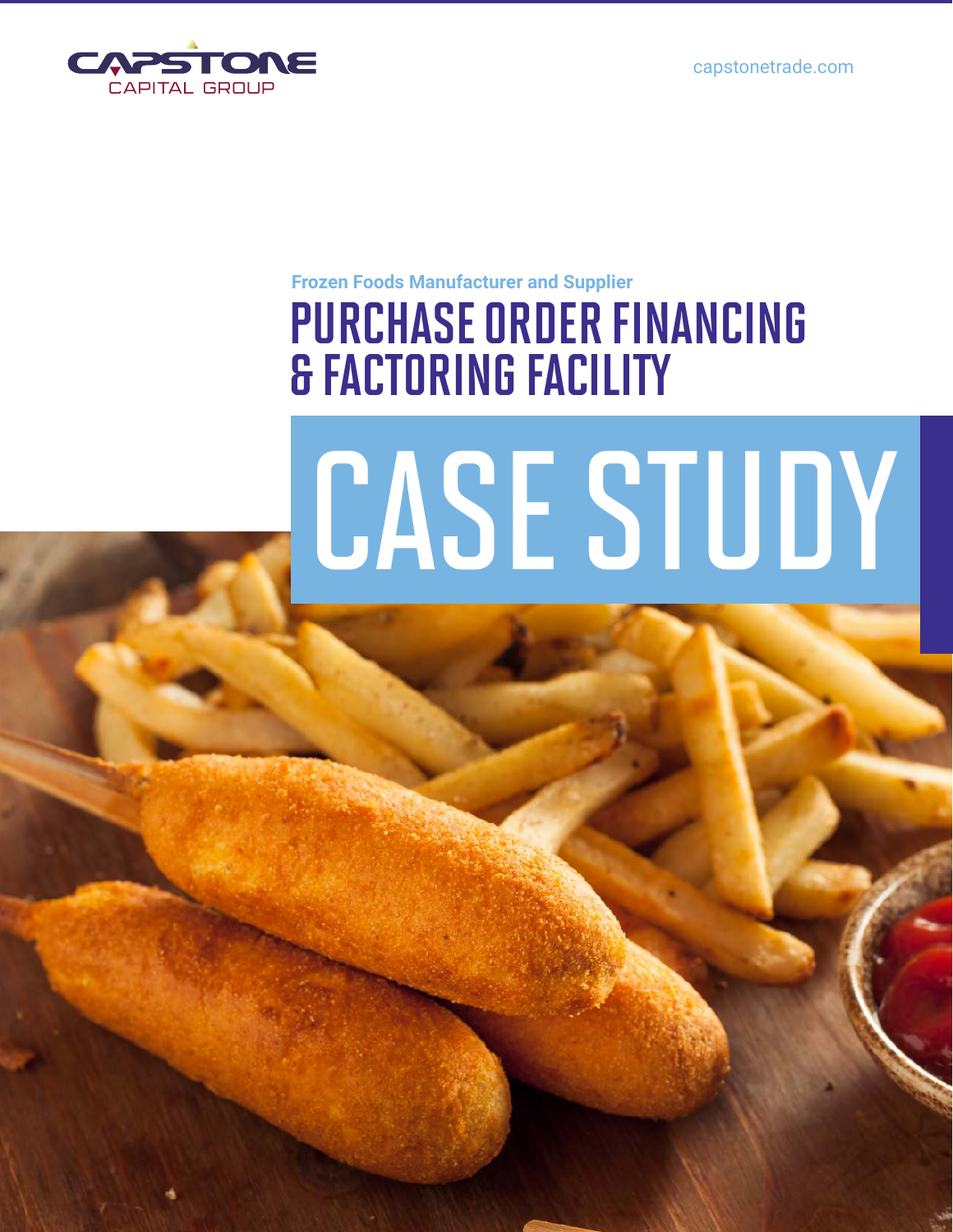CAPSTONE CAPITAL GROUP

capstonetrade.com

Frozen Foods Manufacturer and Supplier

# PURCHASE ORDER FINANCING & FACTORING FACILITY

# CASE STUDY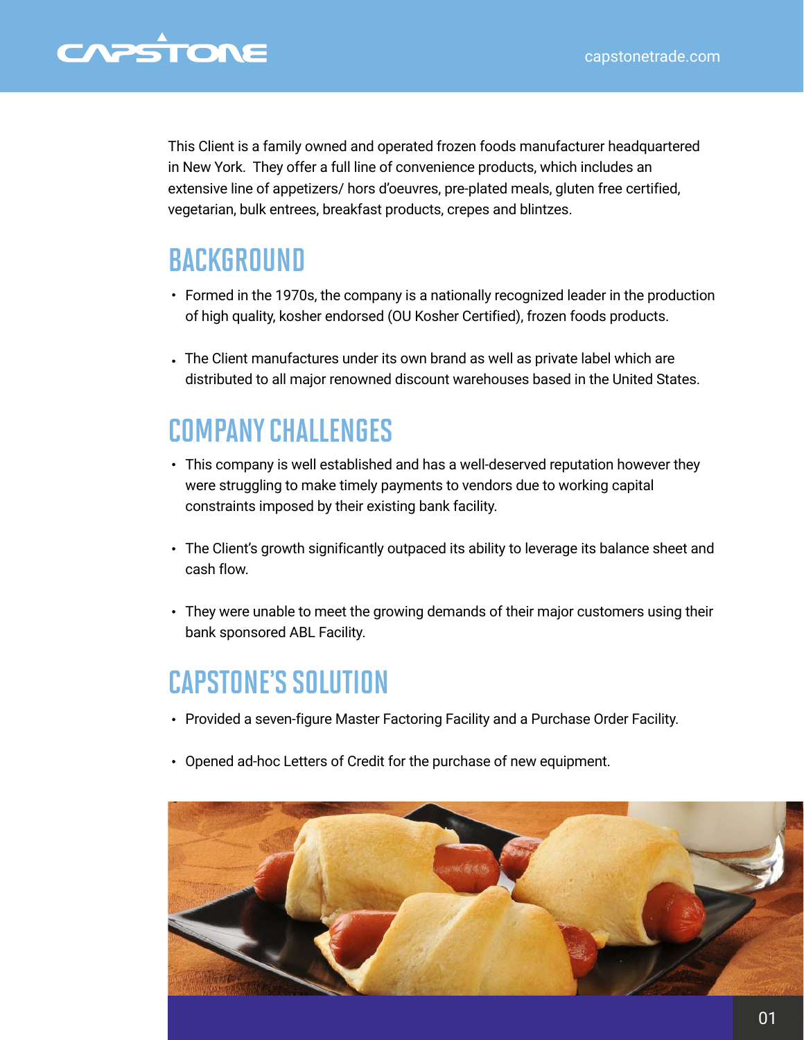This Client is a family owned and operated frozen foods manufacturer headquartered in New York. They offer a full line of convenience products, which includes an extensive line of appetizers/ hors d'oeuvres, pre-plated meals, gluten free certified, vegetarian, bulk entrees, breakfast products, crepes and blintzes.

## BACKGROUND

- Formed in the 1970s, the company is a nationally recognized leader in the production of high quality, kosher endorsed (OU Kosher Certified), frozen foods products.
- The Client manufactures under its own brand as well as private label which are distributed to all major renowned discount warehouses based in the United States.

## COMPANY CHALLENGES

- This company is well established and has a well-deserved reputation however they were struggling to make timely payments to vendors due to working capital constraints imposed by their existing bank facility.
- The Client's growth significantly outpaced its ability to leverage its balance sheet and cash flow.
- They were unable to meet the growing demands of their major customers using their bank sponsored ABL Facility.

## CAPSTONE'S SOLUTION

- Provided a seven-figure Master Factoring Facility and a Purchase Order Facility.
- Opened ad-hoc Letters of Credit for the purchase of new equipment.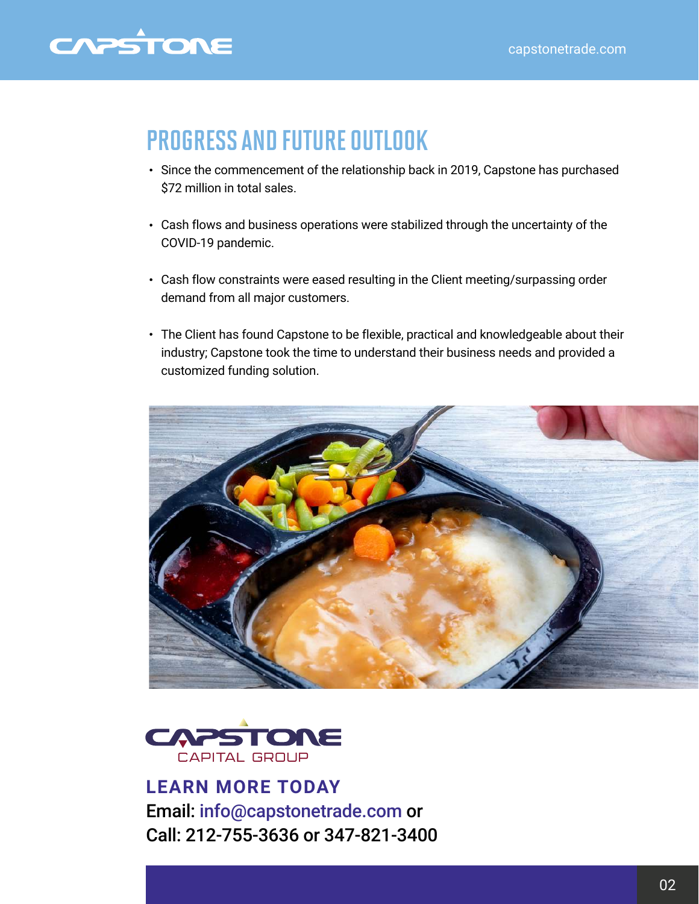## PROGRESS AND FUTURE OUTLOOK

- Since the commencement of the relationship back in 2019, Capstone has purchased $72 million in total sales.
- Cash flows and business operations were stabilized through the uncertainty of the COVID-19 pandemic.
- Cash flow constraints were eased resulting in the Client meeting/surpassing order demand from all major customers.
- The Client has found Capstone to be flexible, practical and knowledgeable about their industry; Capstone took the time to understand their business needs and provided a customized funding solution.

CAPSTONE CAPITAL GROUP

**LEARN MORE TODAY**

Email: info@capstonetrade.com or

Call: 212-755-3636 or 347-821-3400